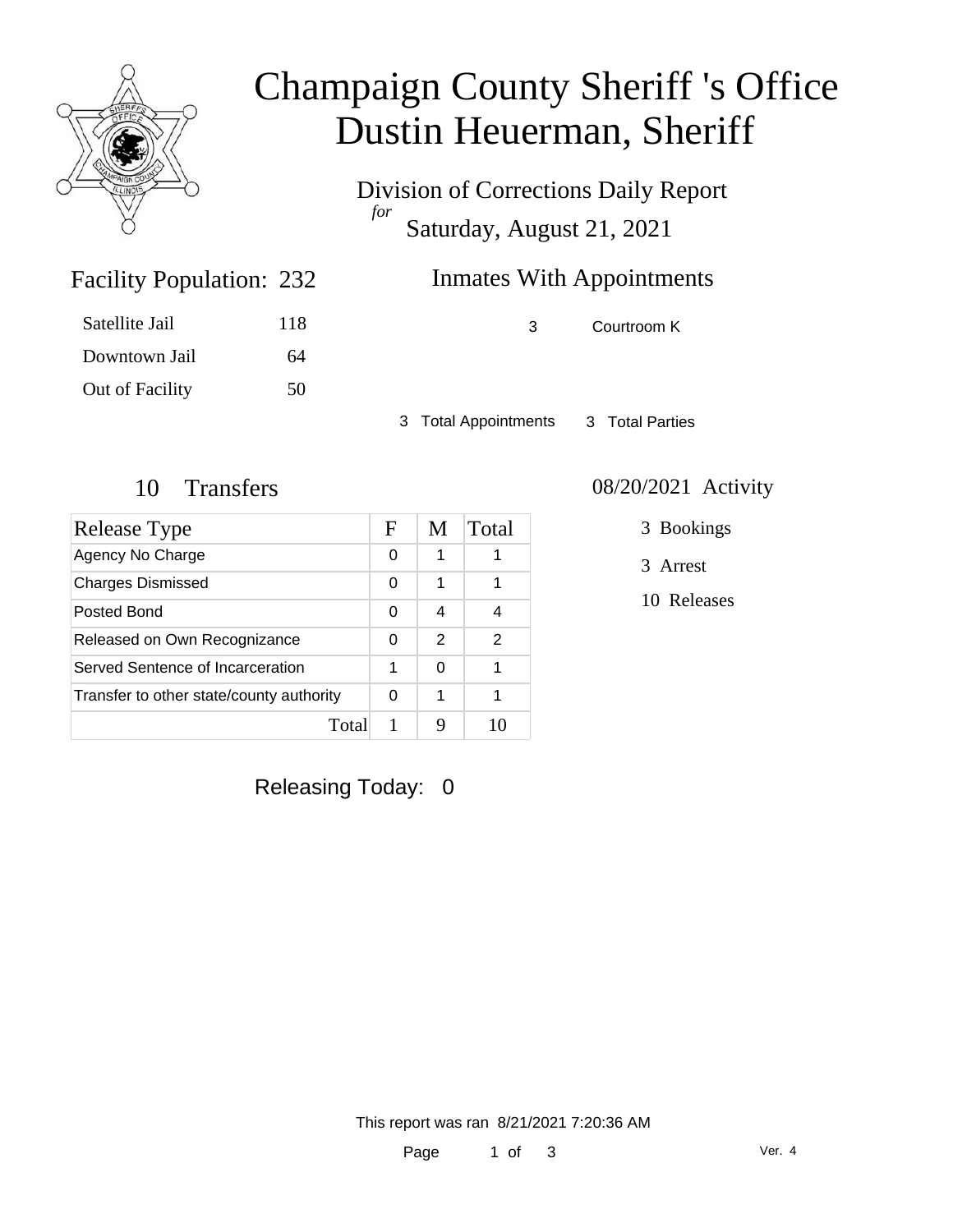# Champaign County Sheriff 's Office
# Dustin Heuerman, Sheriff

Division of Corrections Daily Report
*for*
Saturday, August 21, 2021

## Facility Population: 232

| | |
|---|---|
| Satellite Jail | 118 |
| Downtown Jail | 64 |
| Out of Facility | 50 |

## Inmates With Appointments

| | |
|---|---|
| 3 | Courtroom K |

3 Total Appointments 3 Total Parties

## 10 Transfers

| Release Type | F | M | Total |
|---|---|---|---|
| Agency No Charge | 0 | 1 | 1 |
| Charges Dismissed | 0 | 1 | 1 |
| Posted Bond | 0 | 4 | 4 |
| Released on Own Recognizance | 0 | 2 | 2 |
| Served Sentence of Incarceration | 1 | 0 | 1 |
| Transfer to other state/county authority | 0 | 1 | 1 |
| Total | 1 | 9 | 10 |

## 08/20/2021 Activity

- 3 Bookings
- 3 Arrest
- 10 Releases

Releasing Today: 0

This report was ran 8/21/2021 7:20:36 AM

Ver. 4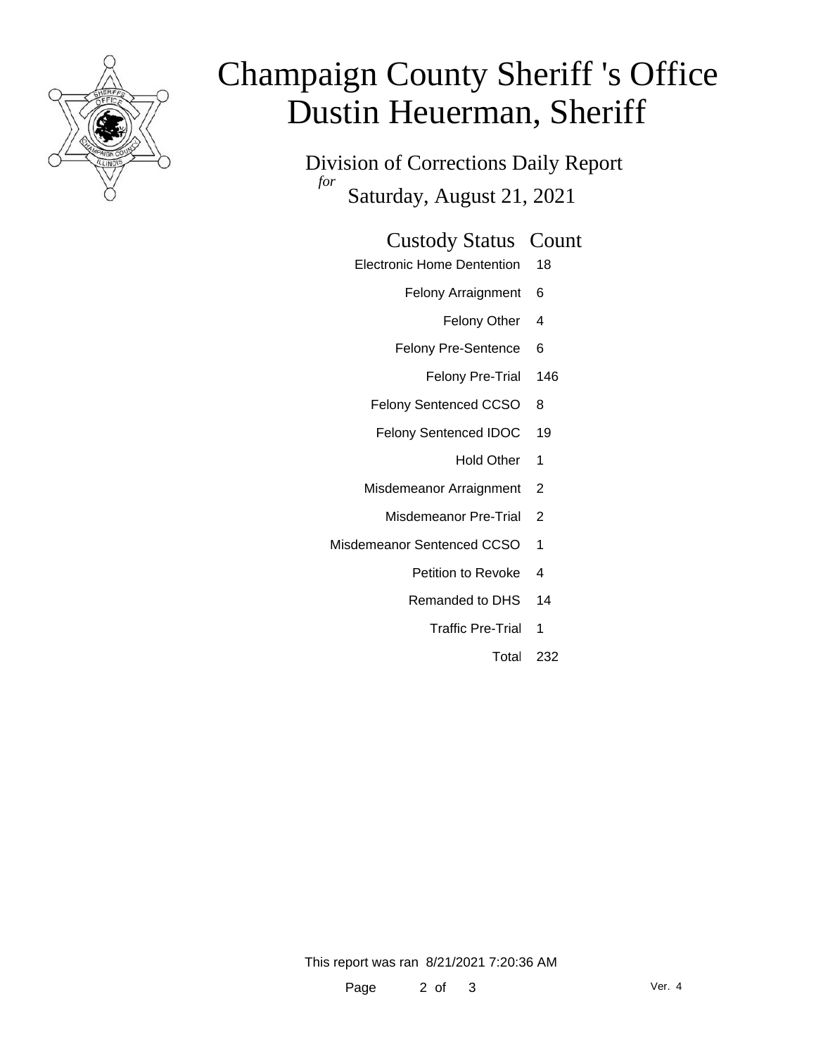# Champaign County Sheriff 's Office
# Dustin Heuerman, Sheriff

## Division of Corrections Daily Report

*for*

Saturday, August 21, 2021

| Custody Status | Count |
|---|---|
| Electronic Home Dentention | 18 |
| Felony Arraignment | 6 |
| Felony Other | 4 |
| Felony Pre-Sentence | 6 |
| Felony Pre-Trial | 146 |
| Felony Sentenced CCSO | 8 |
| Felony Sentenced IDOC | 19 |
| Hold Other | 1 |
| Misdemeanor Arraignment | 2 |
| Misdemeanor Pre-Trial | 2 |
| Misdemeanor Sentenced CCSO | 1 |
| Petition to Revoke | 4 |
| Remanded to DHS | 14 |
| Traffic Pre-Trial | 1 |
| Total | 232 |

This report was ran 8/21/2021 7:20:36 AM

Ver. 4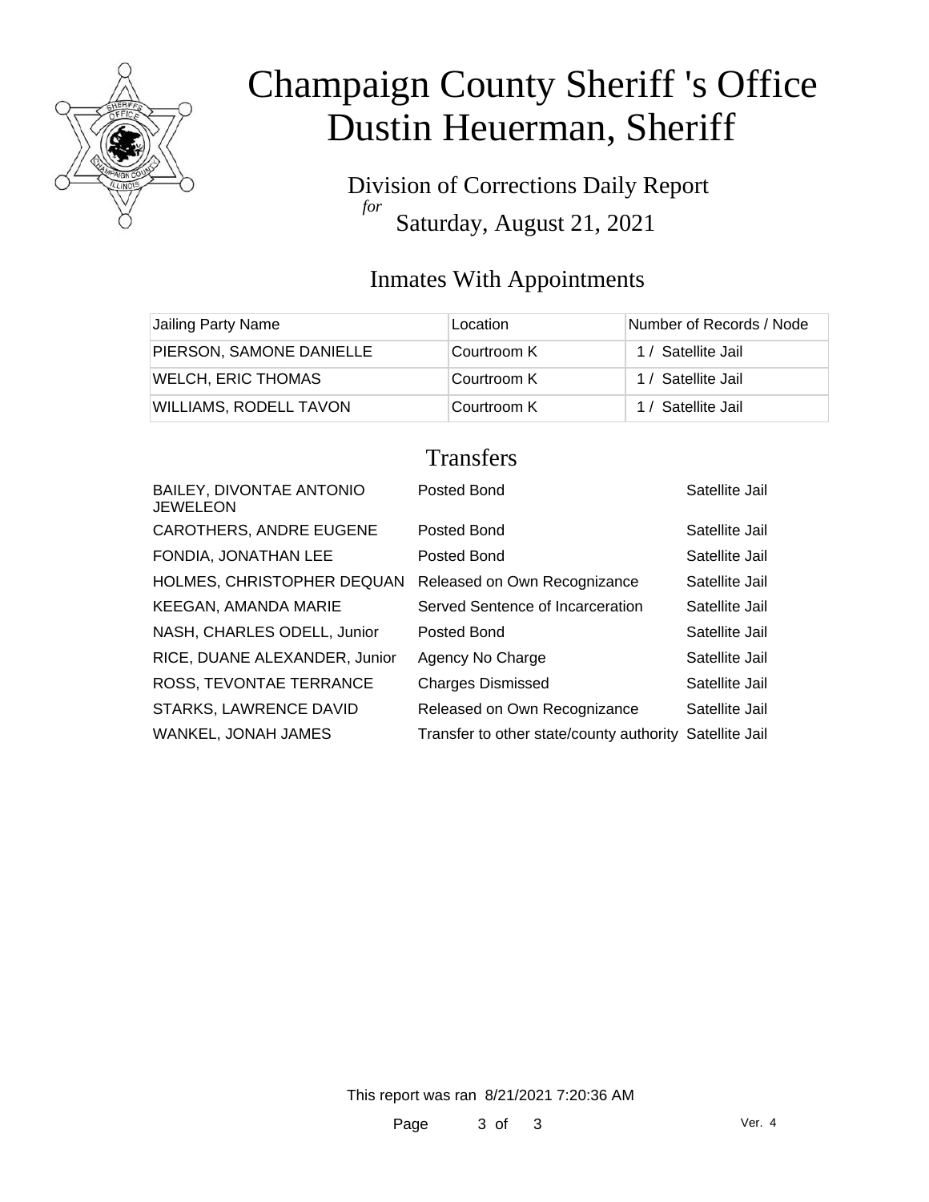# Champaign County Sheriff 's Office
# Dustin Heuerman, Sheriff

Division of Corrections Daily Report
*for*
Saturday, August 21, 2021

## Inmates With Appointments

| Jailing Party Name | Location | Number of Records / Node |
|---|---|---|
| PIERSON, SAMONE DANIELLE | Courtroom K | 1 / Satellite Jail |
| WELCH, ERIC THOMAS | Courtroom K | 1 / Satellite Jail |
| WILLIAMS, RODELL TAVON | Courtroom K | 1 / Satellite Jail |

## Transfers

| | | |
|---|---|---|
| BAILEY, DIVONTAE ANTONIO JEWELEON | Posted Bond | Satellite Jail |
| CAROTHERS, ANDRE EUGENE | Posted Bond | Satellite Jail |
| FONDIA, JONATHAN LEE | Posted Bond | Satellite Jail |
| HOLMES, CHRISTOPHER DEQUAN | Released on Own Recognizance | Satellite Jail |
| KEEGAN, AMANDA MARIE | Served Sentence of Incarceration | Satellite Jail |
| NASH, CHARLES ODELL, Junior | Posted Bond | Satellite Jail |
| RICE, DUANE ALEXANDER, Junior | Agency No Charge | Satellite Jail |
| ROSS, TEVONTAE TERRANCE | Charges Dismissed | Satellite Jail |
| STARKS, LAWRENCE DAVID | Released on Own Recognizance | Satellite Jail |
| WANKEL, JONAH JAMES | Transfer to other state/county authority | Satellite Jail |

This report was ran 8/21/2021 7:20:36 AM

Ver. 4